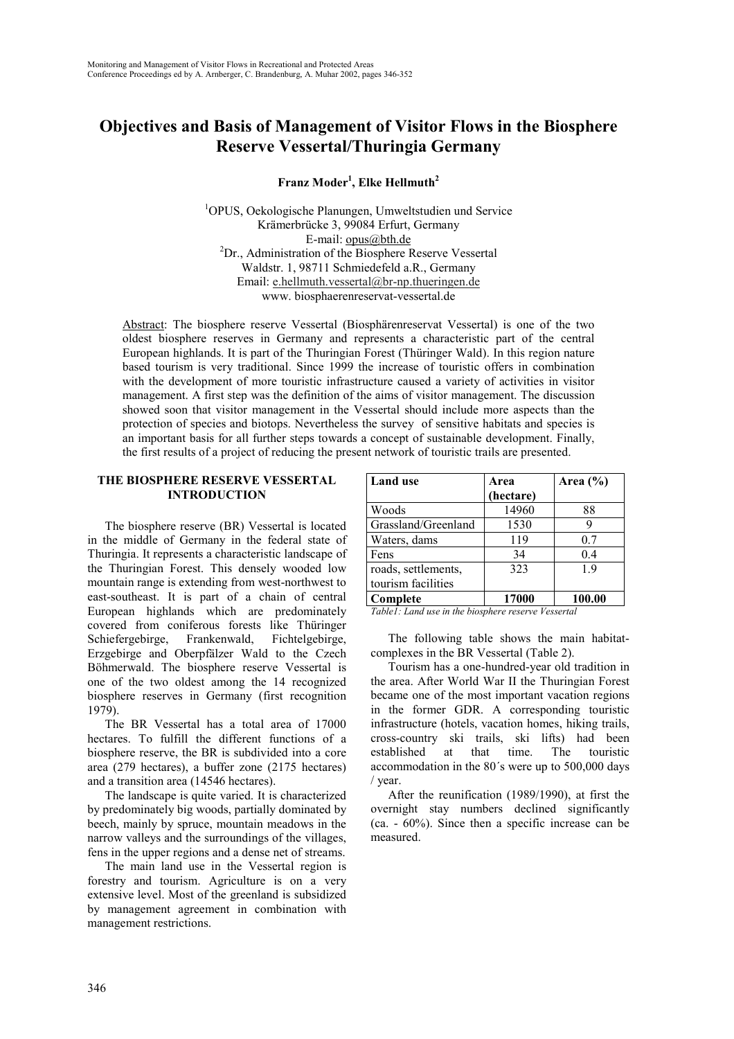# Objectives and Basis of Management of Visitor Flows in the Biosphere Reserve Vessertal/Thuringia Germany

**Franz Moder[1], Elke Hellmuth[2]**

[1]OPUS, Oekologische Planungen, Umweltstudien und Service
Krämerbrücke 3, 99084 Erfurt, Germany
E-mail: opus@bth.de
[2]Dr., Administration of the Biosphere Reserve Vessertal
Waldstr. 1, 98711 Schmiedefeld a.R., Germany
Email: e.hellmuth.vessertal@br-np.thueringen.de
www. biosphaerenreservat-vessertal.de

Abstract: The biosphere reserve Vessertal (Biosphärenreservat Vessertal) is one of the two oldest biosphere reserves in Germany and represents a characteristic part of the central European highlands. It is part of the Thuringian Forest (Thüringer Wald). In this region nature based tourism is very traditional. Since 1999 the increase of touristic offers in combination with the development of more touristic infrastructure caused a variety of activities in visitor management. A first step was the definition of the aims of visitor management. The discussion showed soon that visitor management in the Vessertal should include more aspects than the protection of species and biotops. Nevertheless the survey of sensitive habitats and species is an important basis for all further steps towards a concept of sustainable development. Finally, the first results of a project of reducing the present network of touristic trails are presented.

## THE BIOSPHERE RESERVE VESSERTAL INTRODUCTION

The biosphere reserve (BR) Vessertal is located in the middle of Germany in the federal state of Thuringia. It represents a characteristic landscape of the Thuringian Forest. This densely wooded low mountain range is extending from west-northwest to east-southeast. It is part of a chain of central European highlands which are predominately covered from coniferous forests like Thüringer Schiefergebirge, Frankenwald, Fichtelgebirge, Erzgebirge and Oberpfälzer Wald to the Czech Böhmerwald. The biosphere reserve Vessertal is one of the two oldest among the 14 recognized biosphere reserves in Germany (first recognition 1979).

The BR Vessertal has a total area of 17000 hectares. To fulfill the different functions of a biosphere reserve, the BR is subdivided into a core area (279 hectares), a buffer zone (2175 hectares) and a transition area (14546 hectares).

The landscape is quite varied. It is characterized by predominately big woods, partially dominated by beech, mainly by spruce, mountain meadows in the narrow valleys and the surroundings of the villages, fens in the upper regions and a dense net of streams.

The main land use in the Vessertal region is forestry and tourism. Agriculture is on a very extensive level. Most of the greenland is subsidized by management agreement in combination with management restrictions.

| Land use | Area (hectare) | Area (%) |
|---|---|---|
| Woods | 14960 | 88 |
| Grassland/Greenland | 1530 | 9 |
| Waters, dams | 119 | 0.7 |
| Fens | 34 | 0.4 |
| roads, settlements, tourism facilities | 323 | 1.9 |
| **Complete** | **17000** | **100.00** |

*Table1: Land use in the biosphere reserve Vessertal*

The following table shows the main habitat-complexes in the BR Vessertal (Table 2).

Tourism has a one-hundred-year old tradition in the area. After World War II the Thuringian Forest became one of the most important vacation regions in the former GDR. A corresponding touristic infrastructure (hotels, vacation homes, hiking trails, cross-country ski trails, ski lifts) had been established at that time. The touristic accommodation in the 80´s were up to 500,000 days / year.

After the reunification (1989/1990), at first the overnight stay numbers declined significantly (ca. - 60%). Since then a specific increase can be measured.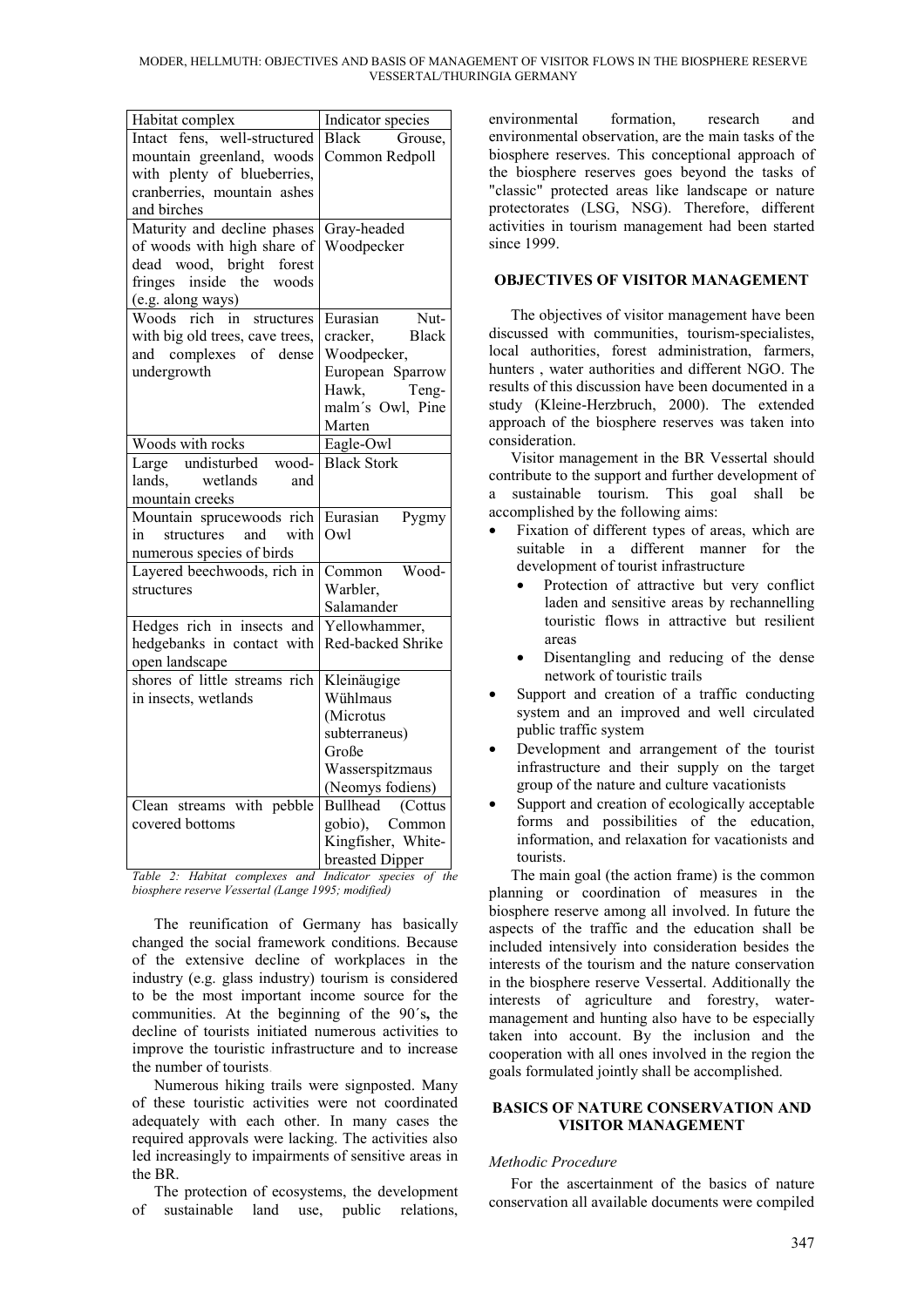| Habitat complex | Indicator species |
|---|---|
| Intact fens, well-structured mountain greenland, woods with plenty of blueberries, cranberries, mountain ashes and birches | Black Grouse, Common Redpoll |
| Maturity and decline phases of woods with high share of dead wood, bright forest fringes inside the woods (e.g. along ways) | Gray-headed Woodpecker |
| Woods rich in structures with big old trees, cave trees, and complexes of dense undergrowth | Eurasian Nut-cracker, Black Woodpecker, European Sparrow Hawk, Teng-malm´s Owl, Pine Marten |
| Woods with rocks | Eagle-Owl |
| Large undisturbed wood-lands, wetlands and mountain creeks | Black Stork |
| Mountain sprucewoods rich in structures and with numerous species of birds | Eurasian Pygmy Owl |
| Layered beechwoods, rich in structures | Common Wood-Warbler, Salamander |
| Hedges rich in insects and hedgebanks in contact with open landscape | Yellowhammer, Red-backed Shrike |
| shores of little streams rich in insects, wetlands | Kleinäugige Wühlmaus (Microtus subterraneus) Große Wasserspitzmaus (Neomys fodiens) |
| Clean streams with pebble covered bottoms | Bullhead (Cottus gobio), Common Kingfisher, White-breasted Dipper |

*Table 2: Habitat complexes and Indicator species of the biosphere reserve Vessertal (Lange 1995; modified)*

The reunification of Germany has basically changed the social framework conditions. Because of the extensive decline of workplaces in the industry (e.g. glass industry) tourism is considered to be the most important income source for the communities. At the beginning of the 90´s**,** the decline of tourists initiated numerous activities to improve the touristic infrastructure and to increase the number of tourists.

Numerous hiking trails were signposted. Many of these touristic activities were not coordinated adequately with each other. In many cases the required approvals were lacking. The activities also led increasingly to impairments of sensitive areas in the BR.

The protection of ecosystems, the development of sustainable land use, public relations, environmental formation, research and environmental observation, are the main tasks of the biosphere reserves. This conceptional approach of the biosphere reserves goes beyond the tasks of "classic" protected areas like landscape or nature protectorates (LSG, NSG). Therefore, different activities in tourism management had been started since 1999.

## OBJECTIVES OF VISITOR MANAGEMENT

The objectives of visitor management have been discussed with communities, tourism-specialistes, local authorities, forest administration, farmers, hunters , water authorities and different NGO. The results of this discussion have been documented in a study (Kleine-Herzbruch, 2000). The extended approach of the biosphere reserves was taken into consideration.

Visitor management in the BR Vessertal should contribute to the support and further development of a sustainable tourism. This goal shall be accomplished by the following aims:

- Fixation of different types of areas, which are suitable in a different manner for the development of tourist infrastructure
  - Protection of attractive but very conflict laden and sensitive areas by rechannelling touristic flows in attractive but resilient areas
  - Disentangling and reducing of the dense network of touristic trails
- Support and creation of a traffic conducting system and an improved and well circulated public traffic system
- Development and arrangement of the tourist infrastructure and their supply on the target group of the nature and culture vacationists
- Support and creation of ecologically acceptable forms and possibilities of the education, information, and relaxation for vacationists and tourists.

The main goal (the action frame) is the common planning or coordination of measures in the biosphere reserve among all involved. In future the aspects of the traffic and the education shall be included intensively into consideration besides the interests of the tourism and the nature conservation in the biosphere reserve Vessertal. Additionally the interests of agriculture and forestry, water-management and hunting also have to be especially taken into account. By the inclusion and the cooperation with all ones involved in the region the goals formulated jointly shall be accomplished.

## BASICS OF NATURE CONSERVATION AND VISITOR MANAGEMENT

### *Methodic Procedure*

For the ascertainment of the basics of nature conservation all available documents were compiled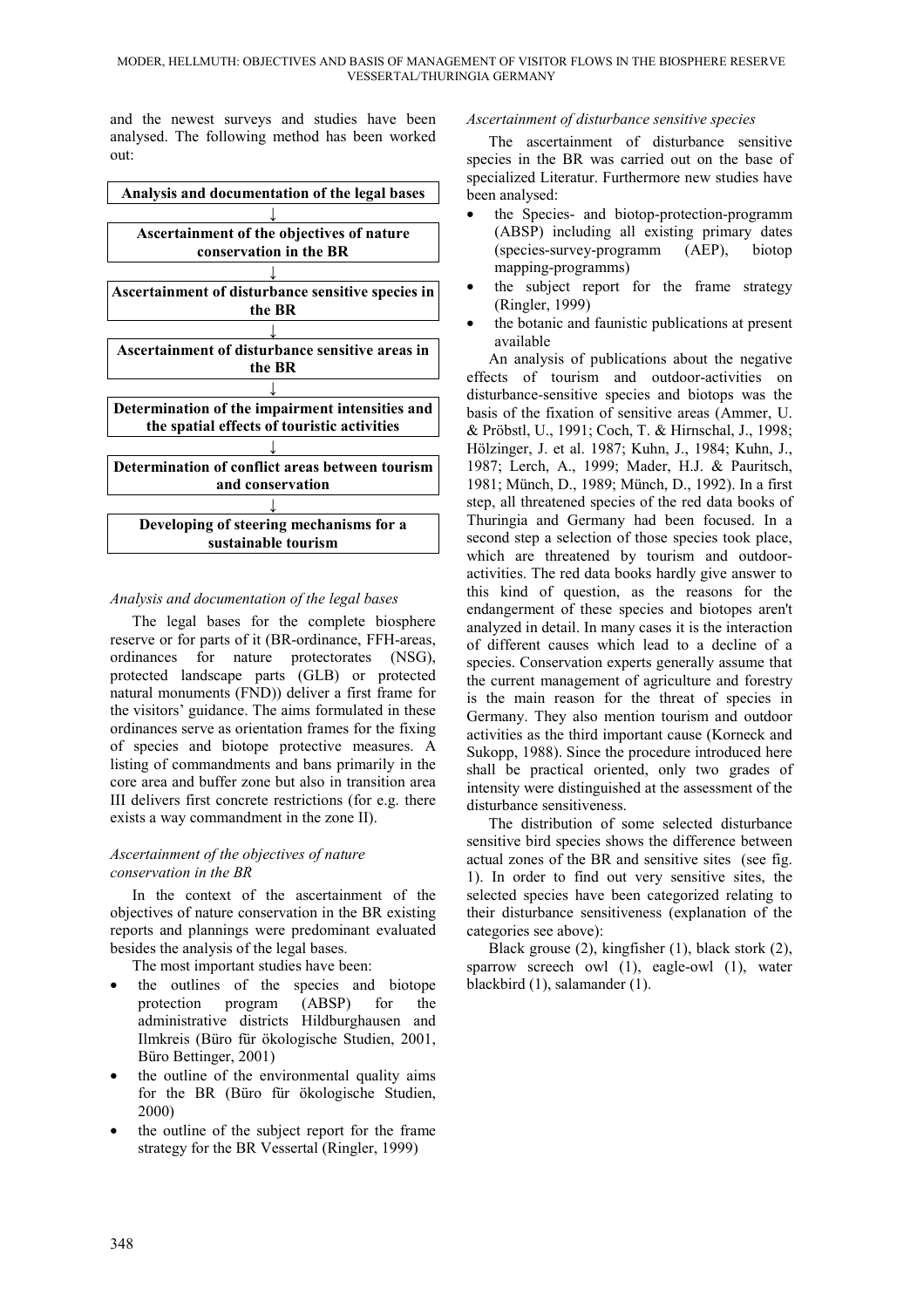and the newest surveys and studies have been analysed. The following method has been worked out:

**Analysis and documentation of the legal bases**

↓

**Ascertainment of the objectives of nature conservation in the BR**

↓

**Ascertainment of disturbance sensitive species in the BR**

↓

**Ascertainment of disturbance sensitive areas in the BR**

↓

**Determination of the impairment intensities and the spatial effects of touristic activities**

↓

**Determination of conflict areas between tourism and conservation**

↓

**Developing of steering mechanisms for a sustainable tourism**

*Analysis and documentation of the legal bases*

The legal bases for the complete biosphere reserve or for parts of it (BR-ordinance, FFH-areas, ordinances for nature protectorates (NSG), protected landscape parts (GLB) or protected natural monuments (FND)) deliver a first frame for the visitors' guidance. The aims formulated in these ordinances serve as orientation frames for the fixing of species and biotope protective measures. A listing of commandments and bans primarily in the core area and buffer zone but also in transition area III delivers first concrete restrictions (for e.g. there exists a way commandment in the zone II).

*Ascertainment of the objectives of nature conservation in the BR*

In the context of the ascertainment of the objectives of nature conservation in the BR existing reports and plannings were predominant evaluated besides the analysis of the legal bases.

The most important studies have been:

- the outlines of the species and biotope protection program (ABSP) for the administrative districts Hildburghausen and Ilmkreis (Büro für ökologische Studien, 2001, Büro Bettinger, 2001)
- the outline of the environmental quality aims for the BR (Büro für ökologische Studien, 2000)
- the outline of the subject report for the frame strategy for the BR Vessertal (Ringler, 1999)

*Ascertainment of disturbance sensitive species*

The ascertainment of disturbance sensitive species in the BR was carried out on the base of specialized Literatur. Furthermore new studies have been analysed:

- the Species- and biotop-protection-programm (ABSP) including all existing primary dates (species-survey-programm (AEP), biotop mapping-programms)
- the subject report for the frame strategy (Ringler, 1999)
- the botanic and faunistic publications at present available

An analysis of publications about the negative effects of tourism and outdoor-activities on disturbance-sensitive species and biotops was the basis of the fixation of sensitive areas (Ammer, U. & Pröbstl, U., 1991; Coch, T. & Hirnschal, J., 1998; Hölzinger, J. et al. 1987; Kuhn, J., 1984; Kuhn, J., 1987; Lerch, A., 1999; Mader, H.J. & Pauritsch, 1981; Münch, D., 1989; Münch, D., 1992). In a first step, all threatened species of the red data books of Thuringia and Germany had been focused. In a second step a selection of those species took place, which are threatened by tourism and outdoor-activities. The red data books hardly give answer to this kind of question, as the reasons for the endangerment of these species and biotopes aren't analyzed in detail. In many cases it is the interaction of different causes which lead to a decline of a species. Conservation experts generally assume that the current management of agriculture and forestry is the main reason for the threat of species in Germany. They also mention tourism and outdoor activities as the third important cause (Korneck and Sukopp, 1988). Since the procedure introduced here shall be practical oriented, only two grades of intensity were distinguished at the assessment of the disturbance sensitiveness.

The distribution of some selected disturbance sensitive bird species shows the difference between actual zones of the BR and sensitive sites (see fig. 1). In order to find out very sensitive sites, the selected species have been categorized relating to their disturbance sensitiveness (explanation of the categories see above):

Black grouse (2), kingfisher (1), black stork (2), sparrow screech owl (1), eagle-owl (1), water blackbird (1), salamander (1).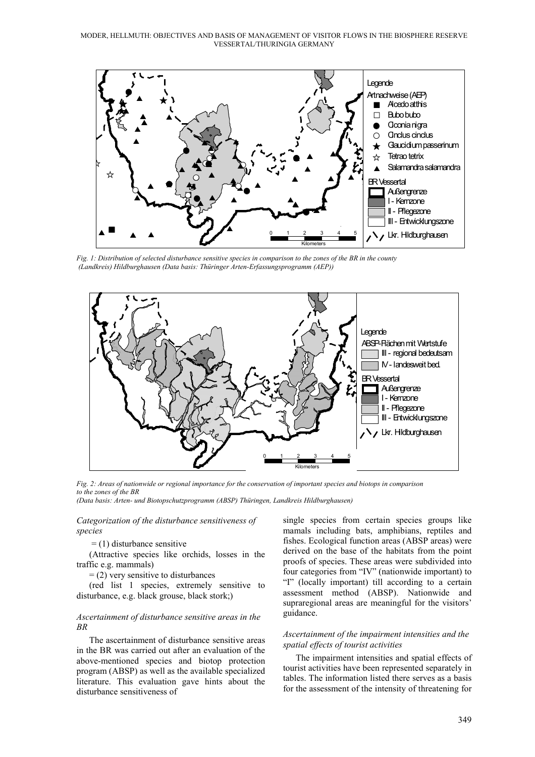*Fig. 1: Distribution of selected disturbance sensitive species in comparison to the zones of the BR in the county (Landkreis) Hildburghausen (Data basis: Thüringer Arten-Erfassungsprogramm (AEP))*

*Fig. 2: Areas of nationwide or regional importance for the conservation of important species and biotops in comparison to the zones of the BR*
*(Data basis: Arten- und Biotopschutzprogramm (ABSP) Thüringen, Landkreis Hildburghausen)*

*Categorization of the disturbance sensitiveness of species*

= (1) disturbance sensitive

(Attractive species like orchids, losses in the traffic e.g. mammals)

= (2) very sensitive to disturbances

(red list 1 species, extremely sensitive to disturbance, e.g. black grouse, black stork;)

*Ascertainment of disturbance sensitive areas in the BR*

The ascertainment of disturbance sensitive areas in the BR was carried out after an evaluation of the above-mentioned species and biotop protection program (ABSP) as well as the available specialized literature. This evaluation gave hints about the disturbance sensitiveness of single species from certain species groups like mamals including bats, amphibians, reptiles and fishes. Ecological function areas (ABSP areas) were derived on the base of the habitats from the point proofs of species. These areas were subdivided into four categories from "IV" (nationwide important) to "I" (locally important) till according to a certain assessment method (ABSP). Nationwide and supraregional areas are meaningful for the visitors' guidance.

*Ascertainment of the impairment intensities and the spatial effects of tourist activities*

The impairment intensities and spatial effects of tourist activities have been represented separately in tables. The information listed there serves as a basis for the assessment of the intensity of threatening for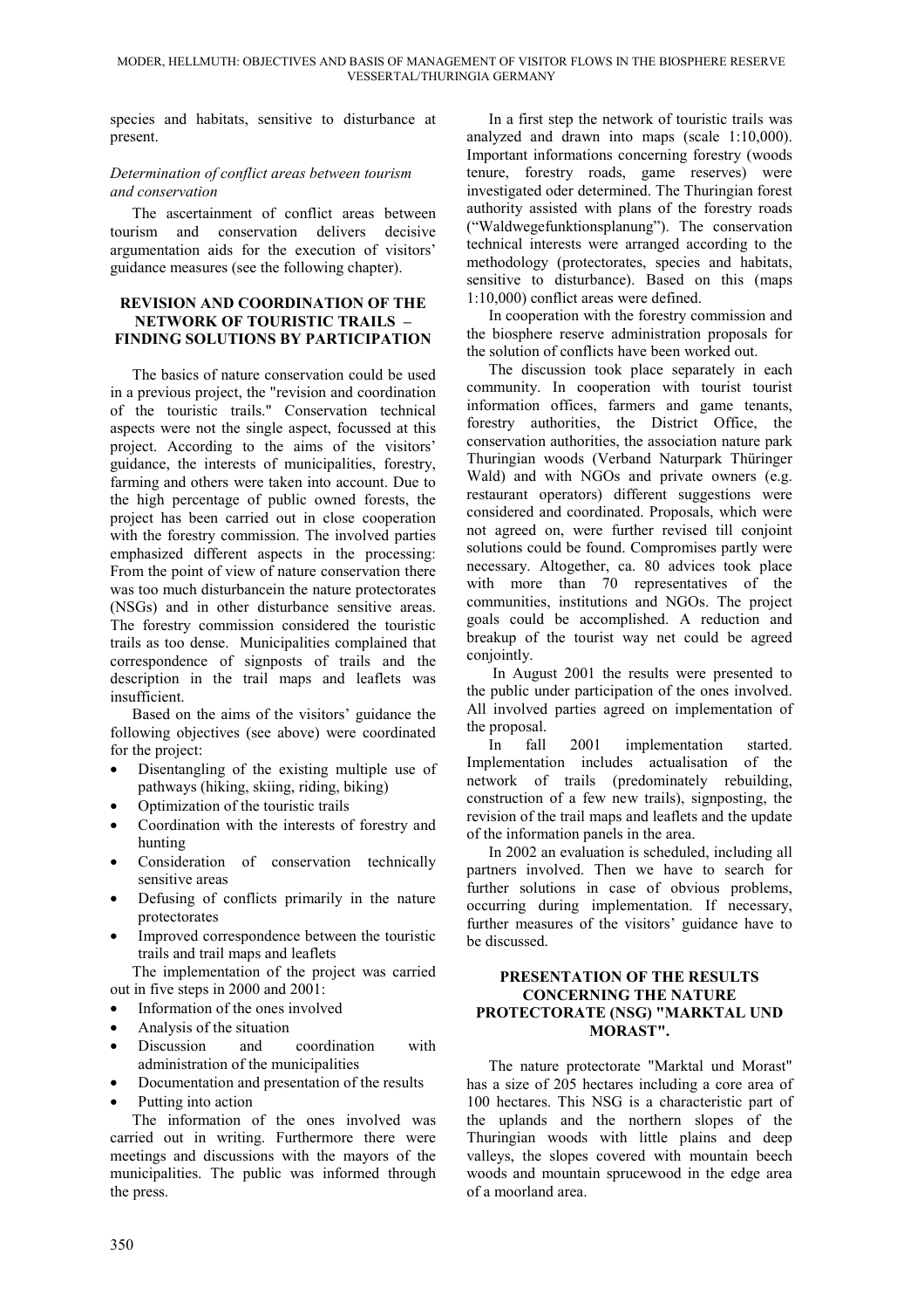species and habitats, sensitive to disturbance at present.

*Determination of conflict areas between tourism and conservation*

The ascertainment of conflict areas between tourism and conservation delivers decisive argumentation aids for the execution of visitors' guidance measures (see the following chapter).

## REVISION AND COORDINATION OF THE NETWORK OF TOURISTIC TRAILS – FINDING SOLUTIONS BY PARTICIPATION

The basics of nature conservation could be used in a previous project, the "revision and coordination of the touristic trails." Conservation technical aspects were not the single aspect, focussed at this project. According to the aims of the visitors' guidance, the interests of municipalities, forestry, farming and others were taken into account. Due to the high percentage of public owned forests, the project has been carried out in close cooperation with the forestry commission. The involved parties emphasized different aspects in the processing: From the point of view of nature conservation there was too much disturbancein the nature protectorates (NSGs) and in other disturbance sensitive areas. The forestry commission considered the touristic trails as too dense. Municipalities complained that correspondence of signposts of trails and the description in the trail maps and leaflets was insufficient.

Based on the aims of the visitors' guidance the following objectives (see above) were coordinated for the project:

- Disentangling of the existing multiple use of pathways (hiking, skiing, riding, biking)
- Optimization of the touristic trails
- Coordination with the interests of forestry and hunting
- Consideration of conservation technically sensitive areas
- Defusing of conflicts primarily in the nature protectorates
- Improved correspondence between the touristic trails and trail maps and leaflets

The implementation of the project was carried out in five steps in 2000 and 2001:

- Information of the ones involved
- Analysis of the situation
- Discussion and coordination with administration of the municipalities
- Documentation and presentation of the results
- Putting into action

The information of the ones involved was carried out in writing. Furthermore there were meetings and discussions with the mayors of the municipalities. The public was informed through the press.

In a first step the network of touristic trails was analyzed and drawn into maps (scale 1:10,000). Important informations concerning forestry (woods tenure, forestry roads, game reserves) were investigated oder determined. The Thuringian forest authority assisted with plans of the forestry roads ("Waldwegefunktionsplanung"). The conservation technical interests were arranged according to the methodology (protectorates, species and habitats, sensitive to disturbance). Based on this (maps 1:10,000) conflict areas were defined.

In cooperation with the forestry commission and the biosphere reserve administration proposals for the solution of conflicts have been worked out.

The discussion took place separately in each community. In cooperation with tourist tourist information offices, farmers and game tenants, forestry authorities, the District Office, the conservation authorities, the association nature park Thuringian woods (Verband Naturpark Thüringer Wald) and with NGOs and private owners (e.g. restaurant operators) different suggestions were considered and coordinated. Proposals, which were not agreed on, were further revised till conjoint solutions could be found. Compromises partly were necessary. Altogether, ca. 80 advices took place with more than 70 representatives of the communities, institutions and NGOs. The project goals could be accomplished. A reduction and breakup of the tourist way net could be agreed conjointly.

In August 2001 the results were presented to the public under participation of the ones involved. All involved parties agreed on implementation of the proposal.

In fall 2001 implementation started. Implementation includes actualisation of the network of trails (predominately rebuilding, construction of a few new trails), signposting, the revision of the trail maps and leaflets and the update of the information panels in the area.

In 2002 an evaluation is scheduled, including all partners involved. Then we have to search for further solutions in case of obvious problems, occurring during implementation. If necessary, further measures of the visitors' guidance have to be discussed.

## PRESENTATION OF THE RESULTS CONCERNING THE NATURE PROTECTORATE (NSG) "MARKTAL UND MORAST".

The nature protectorate "Marktal und Morast" has a size of 205 hectares including a core area of 100 hectares. This NSG is a characteristic part of the uplands and the northern slopes of the Thuringian woods with little plains and deep valleys, the slopes covered with mountain beech woods and mountain sprucewood in the edge area of a moorland area.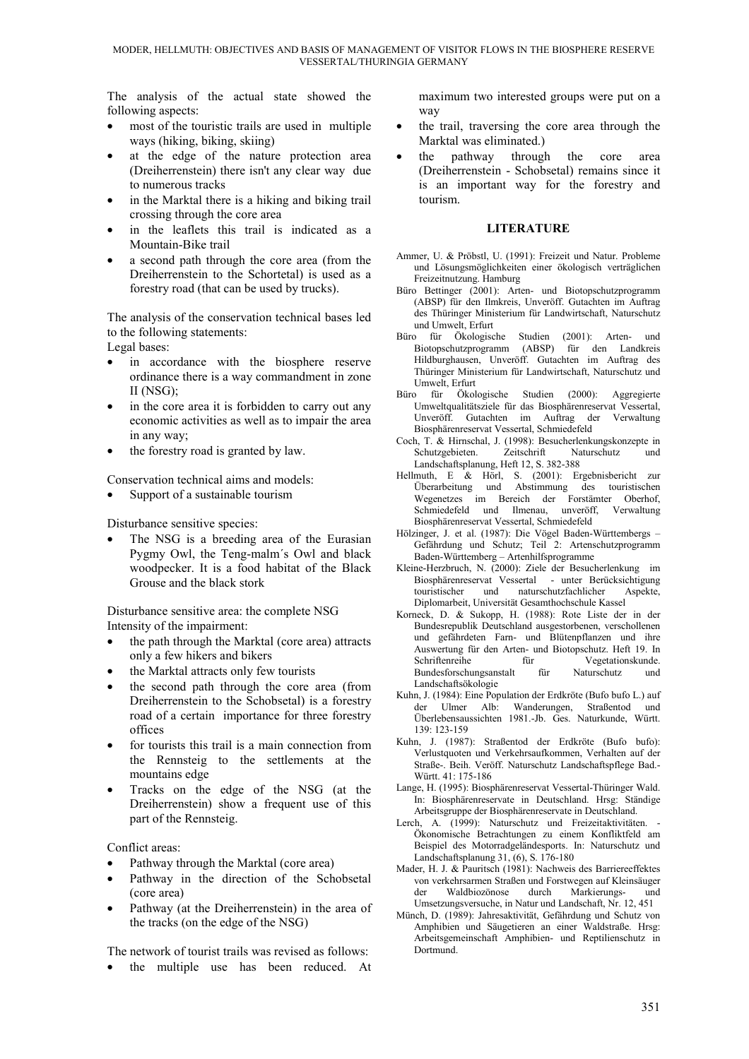The analysis of the actual state showed the following aspects:

- most of the touristic trails are used in multiple ways (hiking, biking, skiing)
- at the edge of the nature protection area (Dreiherrenstein) there isn't any clear way due to numerous tracks
- in the Marktal there is a hiking and biking trail crossing through the core area
- in the leaflets this trail is indicated as a Mountain-Bike trail
- a second path through the core area (from the Dreiherrenstein to the Schortetal) is used as a forestry road (that can be used by trucks).

The analysis of the conservation technical bases led to the following statements:

Legal bases:

- in accordance with the biosphere reserve ordinance there is a way commandment in zone II (NSG);
- in the core area it is forbidden to carry out any economic activities as well as to impair the area in any way;
- the forestry road is granted by law.

Conservation technical aims and models:

- Support of a sustainable tourism

Disturbance sensitive species:

- The NSG is a breeding area of the Eurasian Pygmy Owl, the Teng-malm´s Owl and black woodpecker. It is a food habitat of the Black Grouse and the black stork

Disturbance sensitive area: the complete NSG

Intensity of the impairment:

- the path through the Marktal (core area) attracts only a few hikers and bikers
- the Marktal attracts only few tourists
- the second path through the core area (from Dreiherrenstein to the Schobsetal) is a forestry road of a certain importance for three forestry offices
- for tourists this trail is a main connection from the Rennsteig to the settlements at the mountains edge
- Tracks on the edge of the NSG (at the Dreiherrenstein) show a frequent use of this part of the Rennsteig.

Conflict areas:

- Pathway through the Marktal (core area)
- Pathway in the direction of the Schobsetal (core area)
- Pathway (at the Dreiherrenstein) in the area of the tracks (on the edge of the NSG)

The network of tourist trails was revised as follows:

- the multiple use has been reduced. At maximum two interested groups were put on a way
- the trail, traversing the core area through the Marktal was eliminated.)
- the pathway through the core area (Dreiherrenstein - Schobsetal) remains since it is an important way for the forestry and tourism.

## LITERATURE

Ammer, U. & Pröbstl, U. (1991): Freizeit und Natur. Probleme und Lösungsmöglichkeiten einer ökologisch verträglichen Freizeitnutzung. Hamburg

Büro Bettinger (2001): Arten- und Biotopschutzprogramm (ABSP) für den Ilmkreis, Unveröff. Gutachten im Auftrag des Thüringer Ministerium für Landwirtschaft, Naturschutz und Umwelt, Erfurt

Büro für Ökologische Studien (2001): Arten- und Biotopschutzprogramm (ABSP) für den Landkreis Hildburghausen, Unveröff. Gutachten im Auftrag des Thüringer Ministerium für Landwirtschaft, Naturschutz und Umwelt, Erfurt

Büro für Ökologische Studien (2000): Aggregierte Umweltqualitätsziele für das Biosphärenreservat Vessertal, Unveröff. Gutachten im Auftrag der Verwaltung Biosphärenreservat Vessertal, Schmiedefeld

Coch, T. & Hirnschal, J. (1998): Besucherlenkungskonzepte in Schutzgebieten. Zeitschrift Naturschutz und Landschaftsplanung, Heft 12, S. 382-388

Hellmuth, E & Hörl, S. (2001): Ergebnisbericht zur Überarbeitung und Abstimmung des touristischen Wegenetzes im Bereich der Forstämter Oberhof, Schmiedefeld und Ilmenau, unveröff, Verwaltung Biosphärenreservat Vessertal, Schmiedefeld

Hölzinger, J. et al. (1987): Die Vögel Baden-Württembergs – Gefährdung und Schutz; Teil 2: Artenschutzprogramm Baden-Württemberg – Artenhilfsprogramme

Kleine-Herzbruch, N. (2000): Ziele der Besucherlenkung im Biosphärenreservat Vessertal - unter Berücksichtigung touristischer und naturschutzfachlicher Aspekte, Diplomarbeit, Universität Gesamthochschule Kassel

Korneck, D. & Sukopp, H. (1988): Rote Liste der in der Bundesrepublik Deutschland ausgestorbenen, verschollenen und gefährdeten Farn- und Blütenpflanzen und ihre Auswertung für den Arten- und Biotopschutz. Heft 19. In Schriftenreihe für Vegetationskunde. Bundesforschungsanstalt für Naturschutz und Landschaftsökologie

Kuhn, J. (1984): Eine Population der Erdkröte (Bufo bufo L.) auf der Ulmer Alb: Wanderungen, Straßentod und Überlebensaussichten 1981.-Jb. Ges. Naturkunde, Württ. 139: 123-159

Kuhn, J. (1987): Straßentod der Erdkröte (Bufo bufo): Verlustquoten und Verkehrsaufkommen, Verhalten auf der Straße-. Beih. Veröff. Naturschutz Landschaftspflege Bad.-Württ. 41: 175-186

Lange, H. (1995): Biosphärenreservat Vessertal-Thüringer Wald. In: Biosphärenreservate in Deutschland. Hrsg: Ständige Arbeitsgruppe der Biosphärenreservate in Deutschland.

Lerch, A. (1999): Naturschutz und Freizeitaktivitäten. - Ökonomische Betrachtungen zu einem Konfliktfeld am Beispiel des Motorradgeländesports. In: Naturschutz und Landschaftsplanung 31, (6), S. 176-180

Mader, H. J. & Pauritsch (1981): Nachweis des Barriereeffektes von verkehrsarmen Straßen und Forstwegen auf Kleinsäuger der Waldbiozönose durch Markierungs- und Umsetzungsversuche, in Natur und Landschaft, Nr. 12, 451

Münch, D. (1989): Jahresaktivität, Gefährdung und Schutz von Amphibien und Säugetieren an einer Waldstraße. Hrsg: Arbeitsgemeinschaft Amphibien- und Reptilienschutz in Dortmund.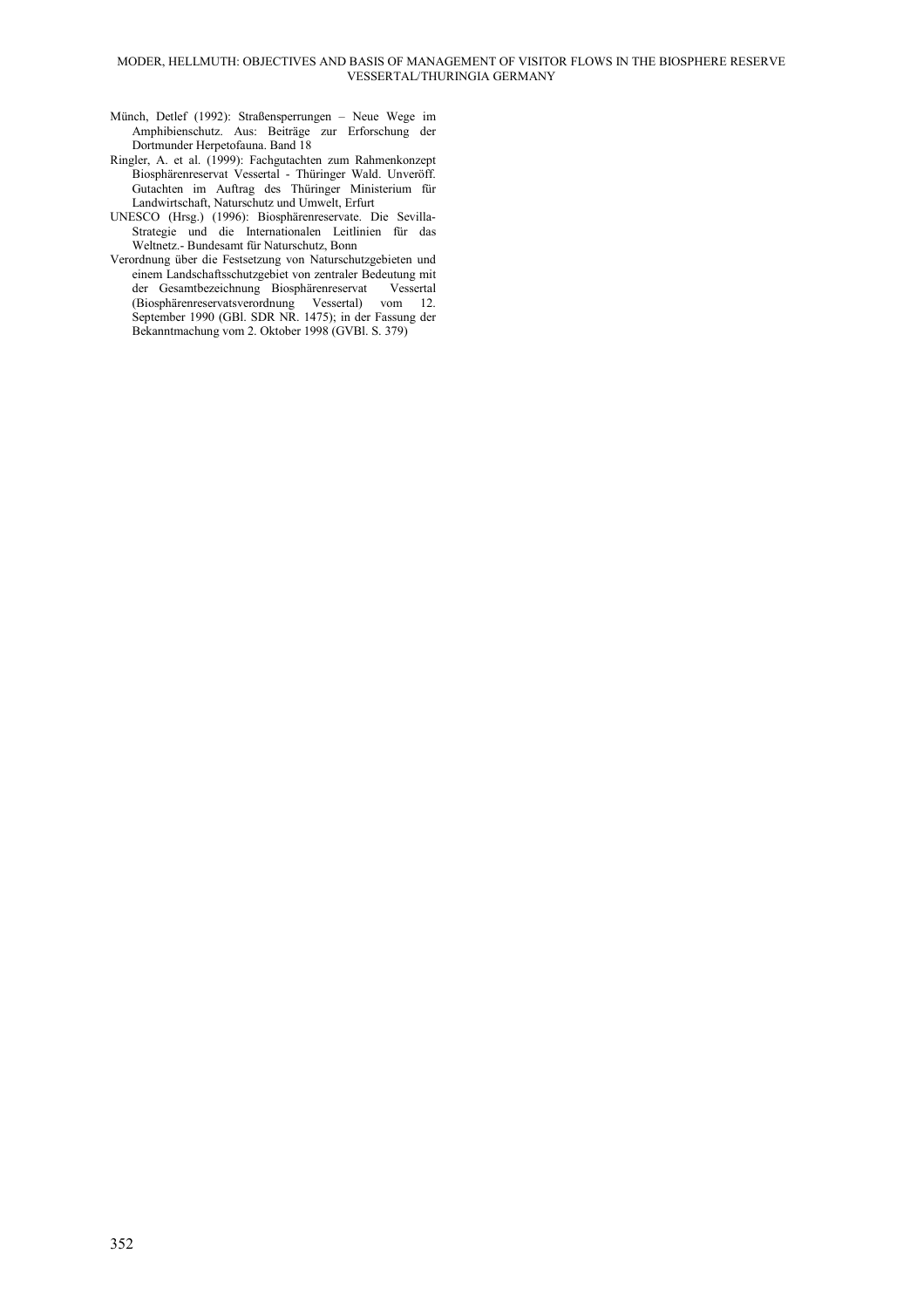Münch, Detlef (1992): Straßensperrungen – Neue Wege im Amphibienschutz. Aus: Beiträge zur Erforschung der Dortmunder Herpetofauna. Band 18

Ringler, A. et al. (1999): Fachgutachten zum Rahmenkonzept Biosphärenreservat Vessertal - Thüringer Wald. Unveröff. Gutachten im Auftrag des Thüringer Ministerium für Landwirtschaft, Naturschutz und Umwelt, Erfurt

UNESCO (Hrsg.) (1996): Biosphärenreservate. Die Sevilla-Strategie und die Internationalen Leitlinien für das Weltnetz.- Bundesamt für Naturschutz, Bonn

Verordnung über die Festsetzung von Naturschutzgebieten und einem Landschaftsschutzgebiet von zentraler Bedeutung mit der Gesamtbezeichnung Biosphärenreservat Vessertal (Biosphärenreservatsverordnung Vessertal) vom 12. September 1990 (GBl. SDR NR. 1475); in der Fassung der Bekanntmachung vom 2. Oktober 1998 (GVBl. S. 379)